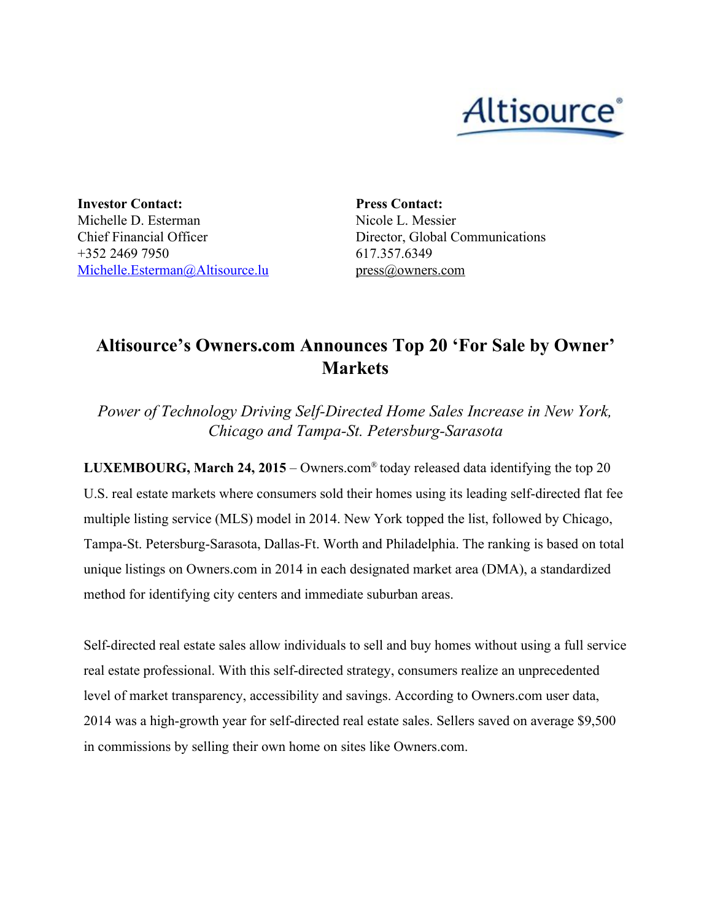**Investor Contact:**
Michelle D. Esterman
Chief Financial Officer
+352 2469 7950
Michelle.Esterman@Altisource.lu

**Press Contact:**
Nicole L. Messier
Director, Global Communications
617.357.6349
press@owners.com

# Altisource's Owners.com Announces Top 20 'For Sale by Owner' Markets

*Power of Technology Driving Self-Directed Home Sales Increase in New York, Chicago and Tampa-St. Petersburg-Sarasota*

**LUXEMBOURG, March 24, 2015** – Owners.com® today released data identifying the top 20 U.S. real estate markets where consumers sold their homes using its leading self-directed flat fee multiple listing service (MLS) model in 2014. New York topped the list, followed by Chicago, Tampa-St. Petersburg-Sarasota, Dallas-Ft. Worth and Philadelphia. The ranking is based on total unique listings on Owners.com in 2014 in each designated market area (DMA), a standardized method for identifying city centers and immediate suburban areas.

Self-directed real estate sales allow individuals to sell and buy homes without using a full service real estate professional. With this self-directed strategy, consumers realize an unprecedented level of market transparency, accessibility and savings. According to Owners.com user data, 2014 was a high-growth year for self-directed real estate sales. Sellers saved on average $9,500 in commissions by selling their own home on sites like Owners.com.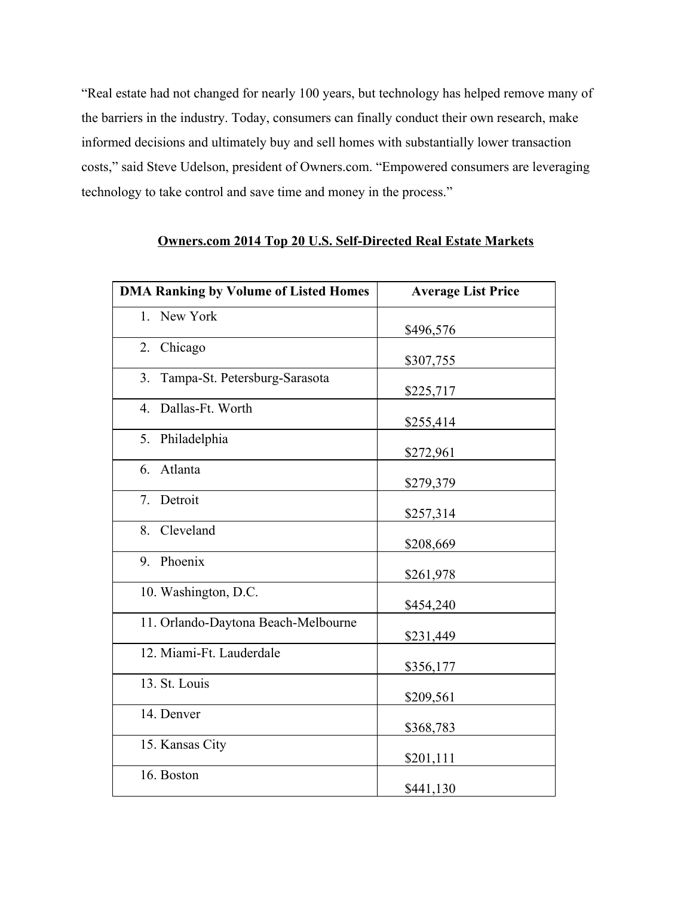"Real estate had not changed for nearly 100 years, but technology has helped remove many of the barriers in the industry. Today, consumers can finally conduct their own research, make informed decisions and ultimately buy and sell homes with substantially lower transaction costs," said Steve Udelson, president of Owners.com. "Empowered consumers are leveraging technology to take control and save time and money in the process."

**Owners.com 2014 Top 20 U.S. Self-Directed Real Estate Markets**

| DMA Ranking by Volume of Listed Homes | Average List Price |
|---|---|
| 1. New York | $496,576 |
| 2. Chicago | $307,755 |
| 3. Tampa-St. Petersburg-Sarasota | $225,717 |
| 4. Dallas-Ft. Worth | $255,414 |
| 5. Philadelphia | $272,961 |
| 6. Atlanta | $279,379 |
| 7. Detroit | $257,314 |
| 8. Cleveland | $208,669 |
| 9. Phoenix | $261,978 |
| 10. Washington, D.C. | $454,240 |
| 11. Orlando-Daytona Beach-Melbourne | $231,449 |
| 12. Miami-Ft. Lauderdale | $356,177 |
| 13. St. Louis | $209,561 |
| 14. Denver | $368,783 |
| 15. Kansas City | $201,111 |
| 16. Boston | $441,130 |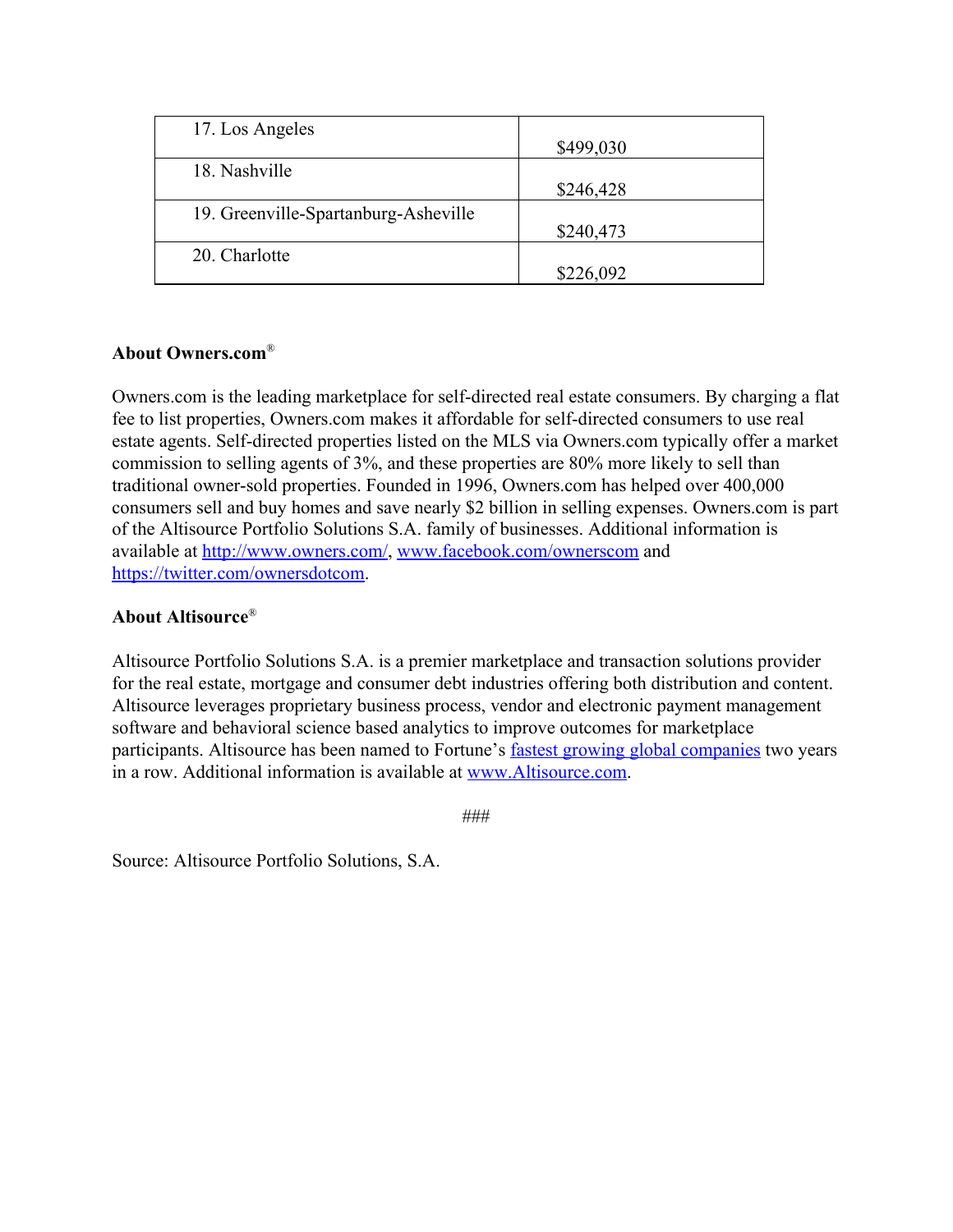| | |
|---|---|
| 17. Los Angeles | \$499,030 |
| 18. Nashville | \$246,428 |
| 19. Greenville-Spartanburg-Asheville | \$240,473 |
| 20. Charlotte | \$226,092 |

**About Owners.com®**

Owners.com is the leading marketplace for self-directed real estate consumers. By charging a flat fee to list properties, Owners.com makes it affordable for self-directed consumers to use real estate agents. Self-directed properties listed on the MLS via Owners.com typically offer a market commission to selling agents of 3%, and these properties are 80% more likely to sell than traditional owner-sold properties. Founded in 1996, Owners.com has helped over 400,000 consumers sell and buy homes and save nearly \$2 billion in selling expenses. Owners.com is part of the Altisource Portfolio Solutions S.A. family of businesses. Additional information is available at http://www.owners.com/, www.facebook.com/ownerscom and https://twitter.com/ownersdotcom.

**About Altisource®**

Altisource Portfolio Solutions S.A. is a premier marketplace and transaction solutions provider for the real estate, mortgage and consumer debt industries offering both distribution and content. Altisource leverages proprietary business process, vendor and electronic payment management software and behavioral science based analytics to improve outcomes for marketplace participants. Altisource has been named to Fortune's fastest growing global companies two years in a row. Additional information is available at www.Altisource.com.

###

Source: Altisource Portfolio Solutions, S.A.